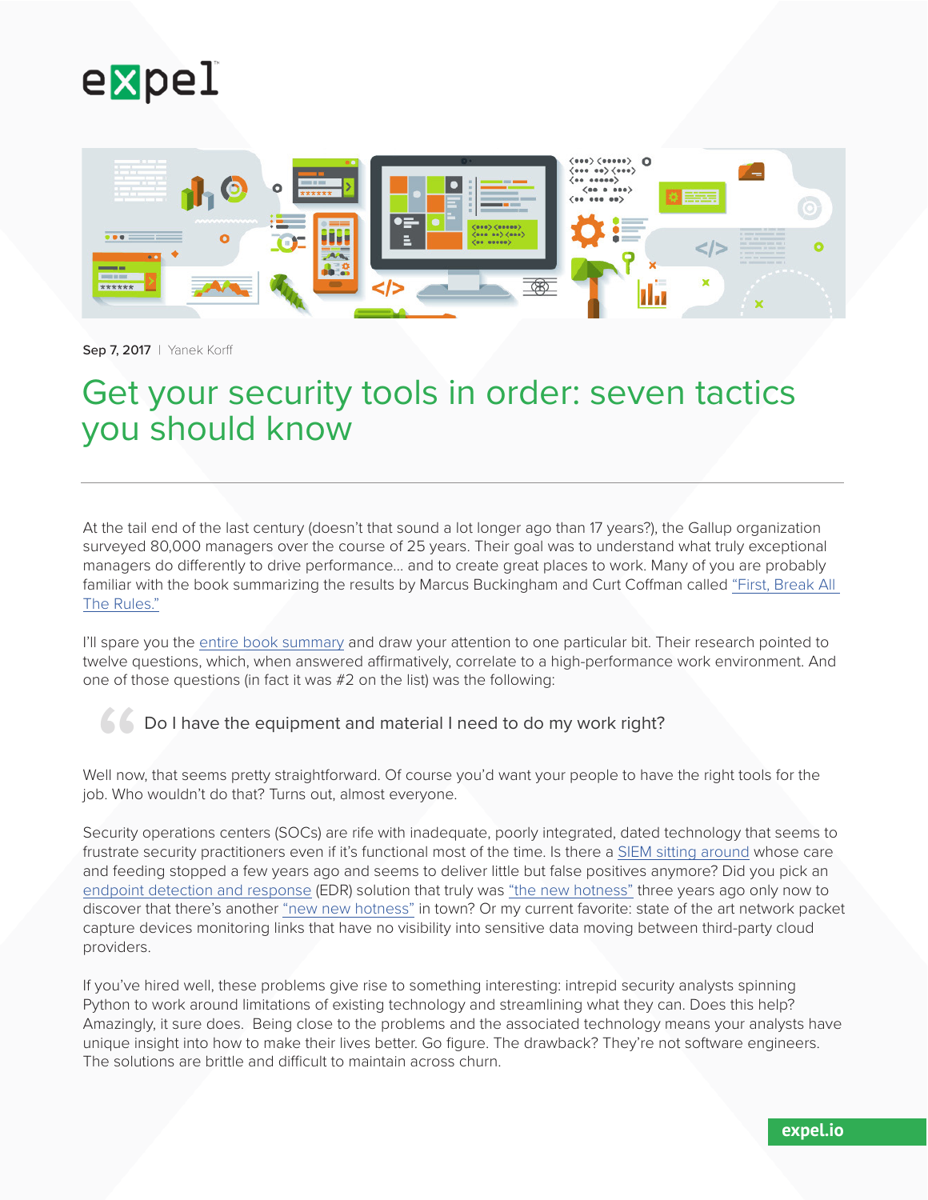Sep 7, 2017 | Yanek Korff

# Get your security tools in order: seven tactics you should know

At the tail end of the last century (doesn't that sound a lot longer ago than 17 years?), the Gallup organization surveyed 80,000 managers over the course of 25 years. Their goal was to understand what truly exceptional managers do differently to drive performance... and to create great places to work. Many of you are probably familiar with the book summarizing the results by Marcus Buckingham and Curt Coffman called "First, Break All The Rules."

I'll spare you the entire book summary and draw your attention to one particular bit. Their research pointed to twelve questions, which, when answered affirmatively, correlate to a high-performance work environment. And one of those questions (in fact it was #2 on the list) was the following:

> Do I have the equipment and material I need to do my work right?

Well now, that seems pretty straightforward. Of course you'd want your people to have the right tools for the job. Who wouldn't do that? Turns out, almost everyone.

Security operations centers (SOCs) are rife with inadequate, poorly integrated, dated technology that seems to frustrate security practitioners even if it's functional most of the time. Is there a SIEM sitting around whose care and feeding stopped a few years ago and seems to deliver little but false positives anymore? Did you pick an endpoint detection and response (EDR) solution that truly was "the new hotness" three years ago only now to discover that there's another "new new hotness" in town? Or my current favorite: state of the art network packet capture devices monitoring links that have no visibility into sensitive data moving between third-party cloud providers.

If you've hired well, these problems give rise to something interesting: intrepid security analysts spinning Python to work around limitations of existing technology and streamlining what they can. Does this help? Amazingly, it sure does. Being close to the problems and the associated technology means your analysts have unique insight into how to make their lives better. Go figure. The drawback? They're not software engineers. The solutions are brittle and difficult to maintain across churn.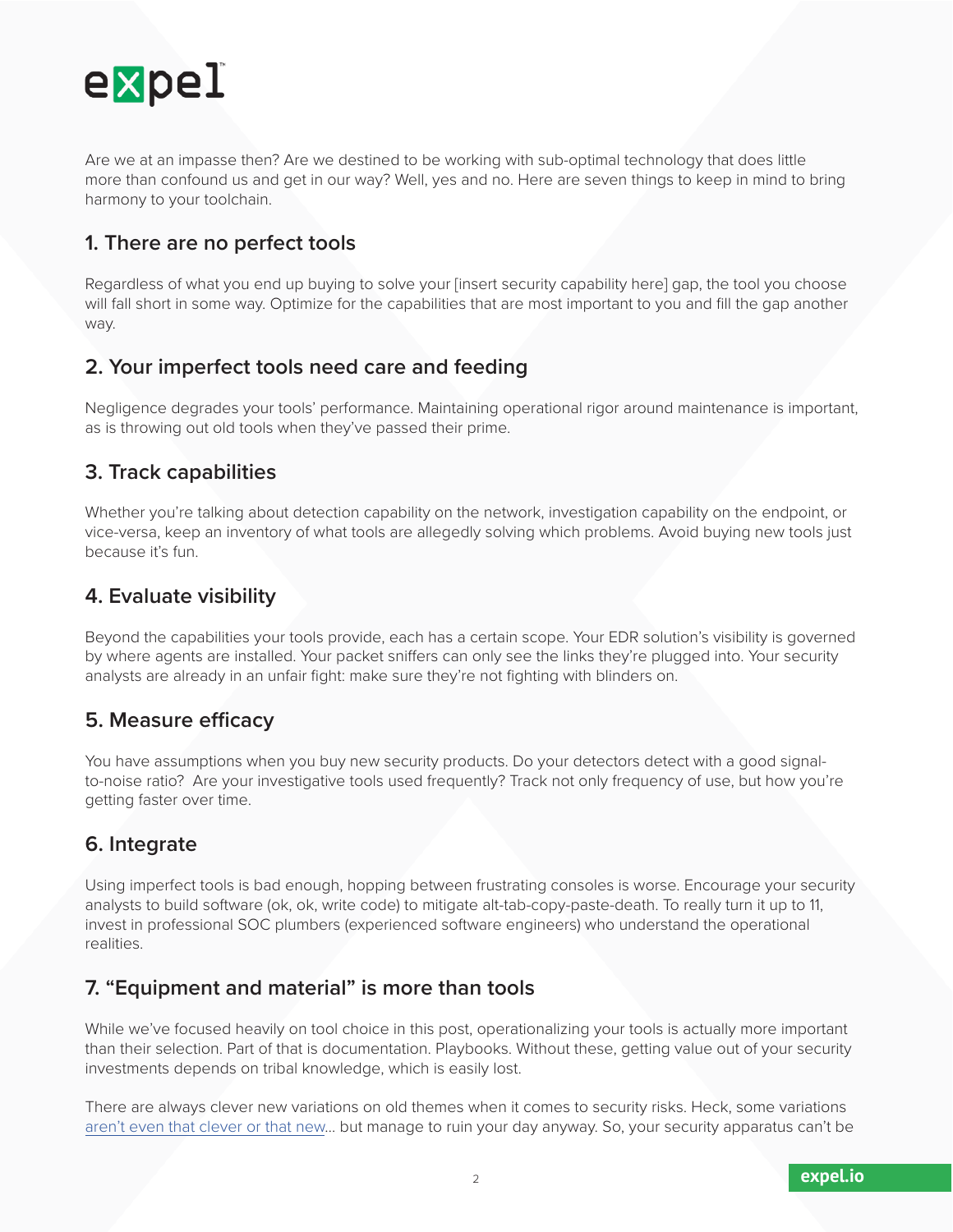Are we at an impasse then? Are we destined to be working with sub-optimal technology that does little more than confound us and get in our way? Well, yes and no. Here are seven things to keep in mind to bring harmony to your toolchain.

## 1. There are no perfect tools

Regardless of what you end up buying to solve your [insert security capability here] gap, the tool you choose will fall short in some way. Optimize for the capabilities that are most important to you and fill the gap another way.

## 2. Your imperfect tools need care and feeding

Negligence degrades your tools' performance. Maintaining operational rigor around maintenance is important, as is throwing out old tools when they've passed their prime.

## 3. Track capabilities

Whether you're talking about detection capability on the network, investigation capability on the endpoint, or vice-versa, keep an inventory of what tools are allegedly solving which problems. Avoid buying new tools just because it's fun.

## 4. Evaluate visibility

Beyond the capabilities your tools provide, each has a certain scope. Your EDR solution's visibility is governed by where agents are installed. Your packet sniffers can only see the links they're plugged into. Your security analysts are already in an unfair fight: make sure they're not fighting with blinders on.

## 5. Measure efficacy

You have assumptions when you buy new security products. Do your detectors detect with a good signal-to-noise ratio? Are your investigative tools used frequently? Track not only frequency of use, but how you're getting faster over time.

## 6. Integrate

Using imperfect tools is bad enough, hopping between frustrating consoles is worse. Encourage your security analysts to build software (ok, ok, write code) to mitigate alt-tab-copy-paste-death. To really turn it up to 11, invest in professional SOC plumbers (experienced software engineers) who understand the operational realities.

## 7. "Equipment and material" is more than tools

While we've focused heavily on tool choice in this post, operationalizing your tools is actually more important than their selection. Part of that is documentation. Playbooks. Without these, getting value out of your security investments depends on tribal knowledge, which is easily lost.

There are always clever new variations on old themes when it comes to security risks. Heck, some variations aren't even that clever or that new... but manage to ruin your day anyway. So, your security apparatus can't be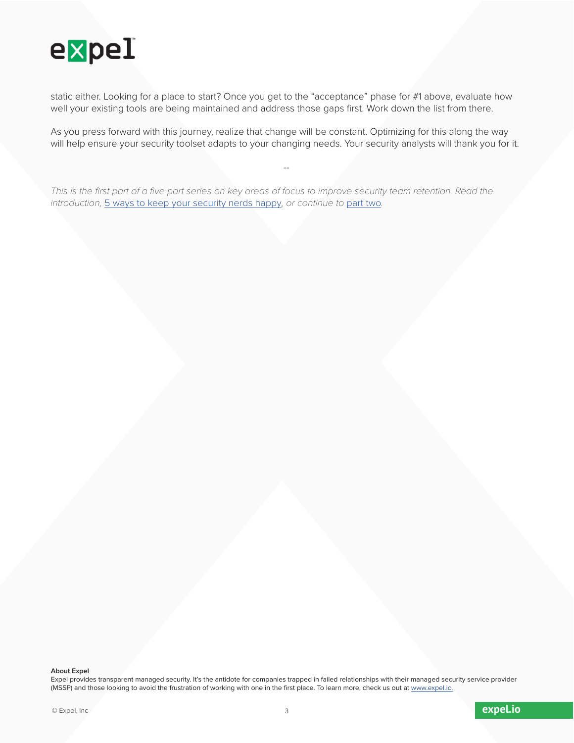static either. Looking for a place to start? Once you get to the "acceptance" phase for #1 above, evaluate how well your existing tools are being maintained and address those gaps first. Work down the list from there.

As you press forward with this journey, realize that change will be constant. Optimizing for this along the way will help ensure your security toolset adapts to your changing needs. Your security analysts will thank you for it.

--

*This is the first part of a five part series on key areas of focus to improve security team retention. Read the introduction, 5 ways to keep your security nerds happy, or continue to part two.*

**About Expel**

Expel provides transparent managed security. It's the antidote for companies trapped in failed relationships with their managed security service provider (MSSP) and those looking to avoid the frustration of working with one in the first place. To learn more, check us out at www.expel.io.